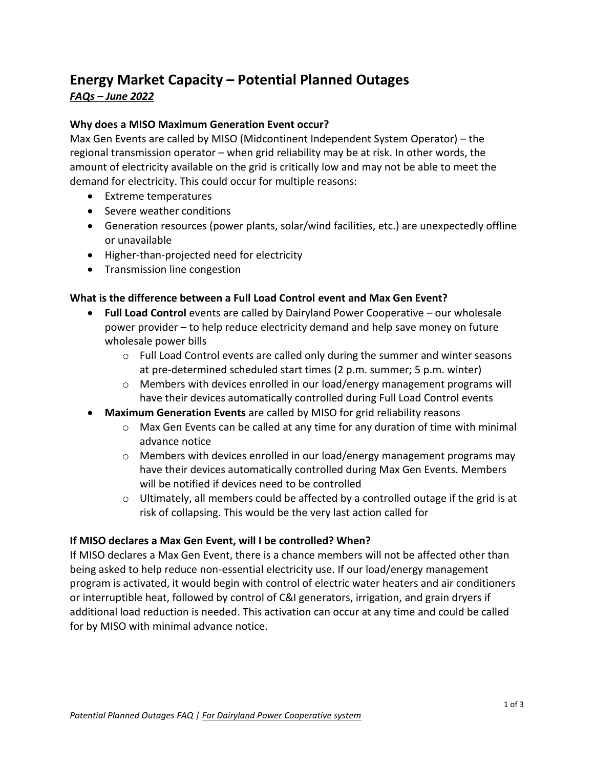# Energy Market Capacity – Potential Planned Outages

***FAQs – June 2022***

### Why does a MISO Maximum Generation Event occur?

Max Gen Events are called by MISO (Midcontinent Independent System Operator) – the regional transmission operator – when grid reliability may be at risk. In other words, the amount of electricity available on the grid is critically low and may not be able to meet the demand for electricity. This could occur for multiple reasons:

- Extreme temperatures
- Severe weather conditions
- Generation resources (power plants, solar/wind facilities, etc.) are unexpectedly offline or unavailable
- Higher-than-projected need for electricity
- Transmission line congestion

### What is the difference between a Full Load Control event and Max Gen Event?

- **Full Load Control** events are called by Dairyland Power Cooperative – our wholesale power provider – to help reduce electricity demand and help save money on future wholesale power bills
  - Full Load Control events are called only during the summer and winter seasons at pre-determined scheduled start times (2 p.m. summer; 5 p.m. winter)
  - Members with devices enrolled in our load/energy management programs will have their devices automatically controlled during Full Load Control events
- **Maximum Generation Events** are called by MISO for grid reliability reasons
  - Max Gen Events can be called at any time for any duration of time with minimal advance notice
  - Members with devices enrolled in our load/energy management programs may have their devices automatically controlled during Max Gen Events. Members will be notified if devices need to be controlled
  - Ultimately, all members could be affected by a controlled outage if the grid is at risk of collapsing. This would be the very last action called for

### If MISO declares a Max Gen Event, will I be controlled? When?

If MISO declares a Max Gen Event, there is a chance members will not be affected other than being asked to help reduce non-essential electricity use. If our load/energy management program is activated, it would begin with control of electric water heaters and air conditioners or interruptible heat, followed by control of C&I generators, irrigation, and grain dryers if additional load reduction is needed. This activation can occur at any time and could be called for by MISO with minimal advance notice.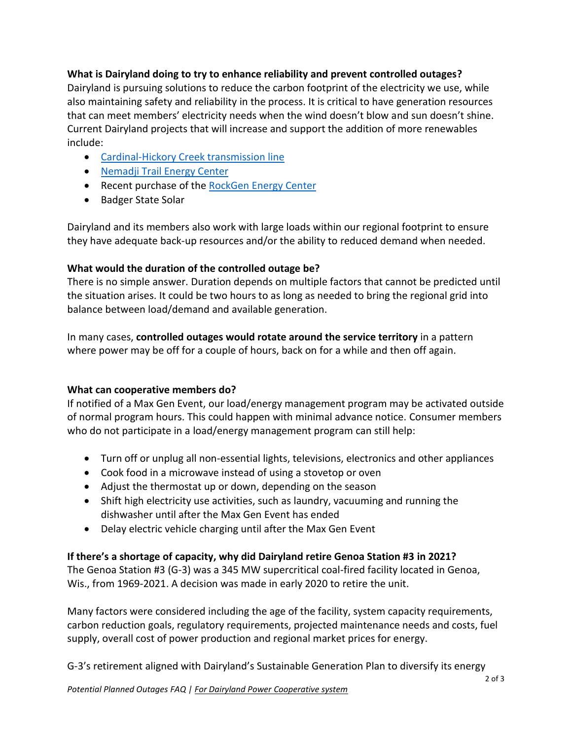**What is Dairyland doing to try to enhance reliability and prevent controlled outages?**

Dairyland is pursuing solutions to reduce the carbon footprint of the electricity we use, while also maintaining safety and reliability in the process. It is critical to have generation resources that can meet members' electricity needs when the wind doesn't blow and sun doesn't shine. Current Dairyland projects that will increase and support the addition of more renewables include:

- Cardinal-Hickory Creek transmission line
- Nemadji Trail Energy Center
- Recent purchase of the RockGen Energy Center
- Badger State Solar

Dairyland and its members also work with large loads within our regional footprint to ensure they have adequate back-up resources and/or the ability to reduced demand when needed.

**What would the duration of the controlled outage be?**

There is no simple answer. Duration depends on multiple factors that cannot be predicted until the situation arises. It could be two hours to as long as needed to bring the regional grid into balance between load/demand and available generation.

In many cases, **controlled outages would rotate around the service territory** in a pattern where power may be off for a couple of hours, back on for a while and then off again.

**What can cooperative members do?**

If notified of a Max Gen Event, our load/energy management program may be activated outside of normal program hours. This could happen with minimal advance notice. Consumer members who do not participate in a load/energy management program can still help:

- Turn off or unplug all non-essential lights, televisions, electronics and other appliances
- Cook food in a microwave instead of using a stovetop or oven
- Adjust the thermostat up or down, depending on the season
- Shift high electricity use activities, such as laundry, vacuuming and running the dishwasher until after the Max Gen Event has ended
- Delay electric vehicle charging until after the Max Gen Event

**If there's a shortage of capacity, why did Dairyland retire Genoa Station #3 in 2021?**

The Genoa Station #3 (G-3) was a 345 MW supercritical coal-fired facility located in Genoa, Wis., from 1969-2021. A decision was made in early 2020 to retire the unit.

Many factors were considered including the age of the facility, system capacity requirements, carbon reduction goals, regulatory requirements, projected maintenance needs and costs, fuel supply, overall cost of power production and regional market prices for energy.

G-3's retirement aligned with Dairyland's Sustainable Generation Plan to diversify its energy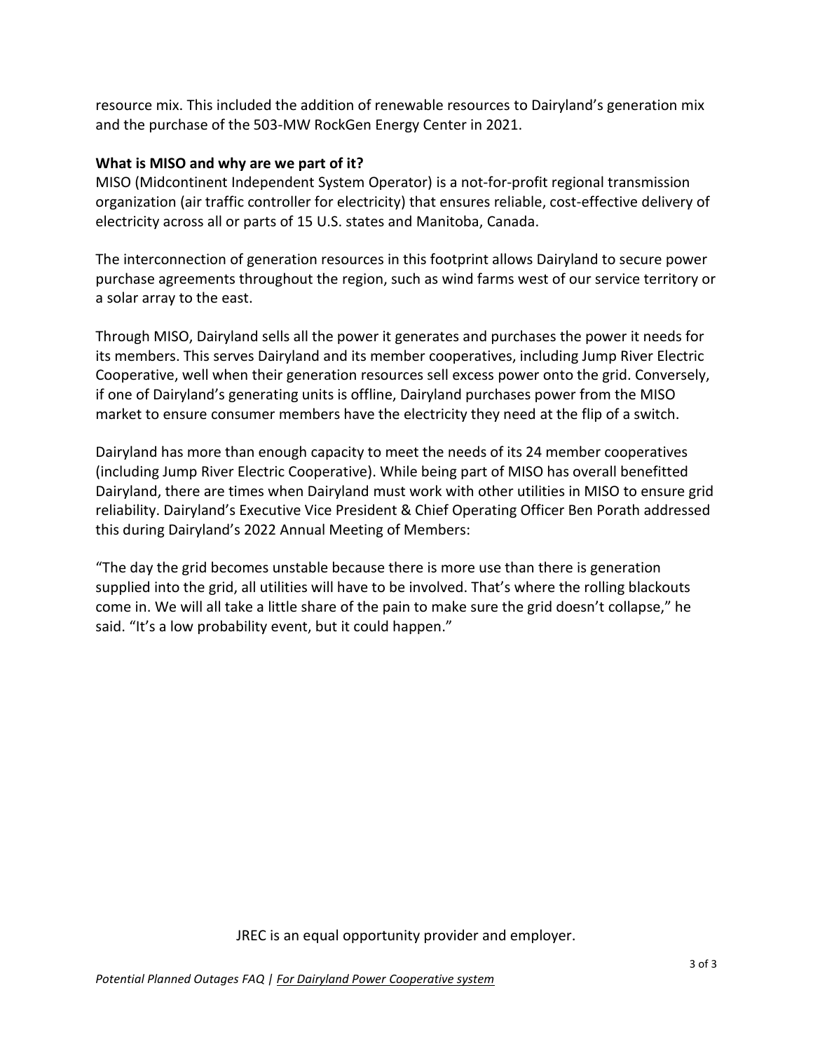resource mix. This included the addition of renewable resources to Dairyland's generation mix and the purchase of the 503-MW RockGen Energy Center in 2021.

**What is MISO and why are we part of it?**

MISO (Midcontinent Independent System Operator) is a not-for-profit regional transmission organization (air traffic controller for electricity) that ensures reliable, cost-effective delivery of electricity across all or parts of 15 U.S. states and Manitoba, Canada.

The interconnection of generation resources in this footprint allows Dairyland to secure power purchase agreements throughout the region, such as wind farms west of our service territory or a solar array to the east.

Through MISO, Dairyland sells all the power it generates and purchases the power it needs for its members. This serves Dairyland and its member cooperatives, including Jump River Electric Cooperative, well when their generation resources sell excess power onto the grid. Conversely, if one of Dairyland's generating units is offline, Dairyland purchases power from the MISO market to ensure consumer members have the electricity they need at the flip of a switch.

Dairyland has more than enough capacity to meet the needs of its 24 member cooperatives (including Jump River Electric Cooperative). While being part of MISO has overall benefitted Dairyland, there are times when Dairyland must work with other utilities in MISO to ensure grid reliability. Dairyland's Executive Vice President & Chief Operating Officer Ben Porath addressed this during Dairyland's 2022 Annual Meeting of Members:

"The day the grid becomes unstable because there is more use than there is generation supplied into the grid, all utilities will have to be involved. That's where the rolling blackouts come in. We will all take a little share of the pain to make sure the grid doesn't collapse," he said. "It's a low probability event, but it could happen."

JREC is an equal opportunity provider and employer.